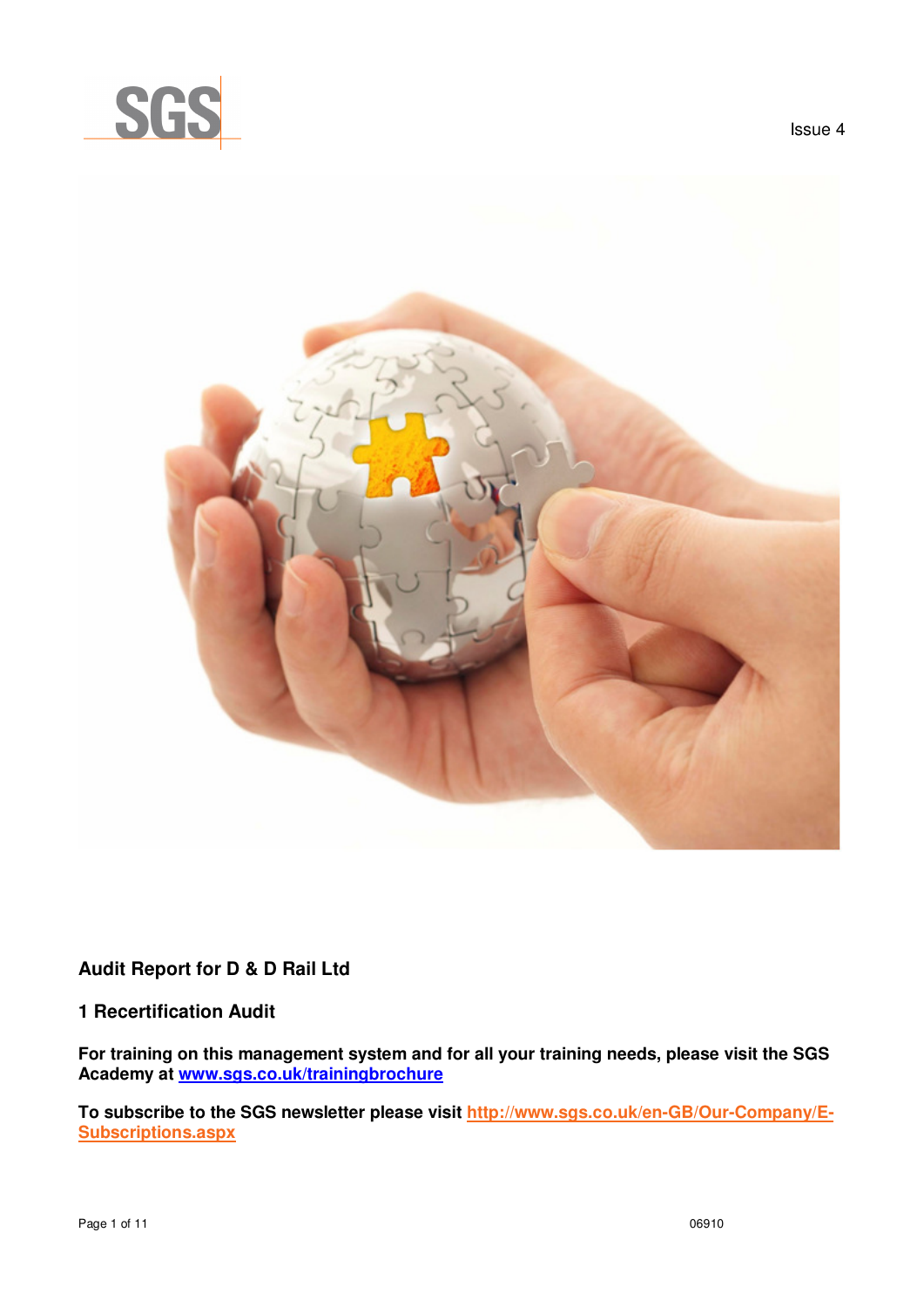SGS

Issue 4

## Audit Report for D & D Rail Ltd

## 1 Recertification Audit

**For training on this management system and for all your training needs, please visit the SGS Academy at [www.sgs.co.uk/trainingbrochure](http://www.sgs.co.uk/trainingbrochure)**

**To subscribe to the SGS newsletter please visit [http://www.sgs.co.uk/en-GB/Our-Company/E-Subscriptions.aspx](http://www.sgs.co.uk/en-GB/Our-Company/E-Subscriptions.aspx)**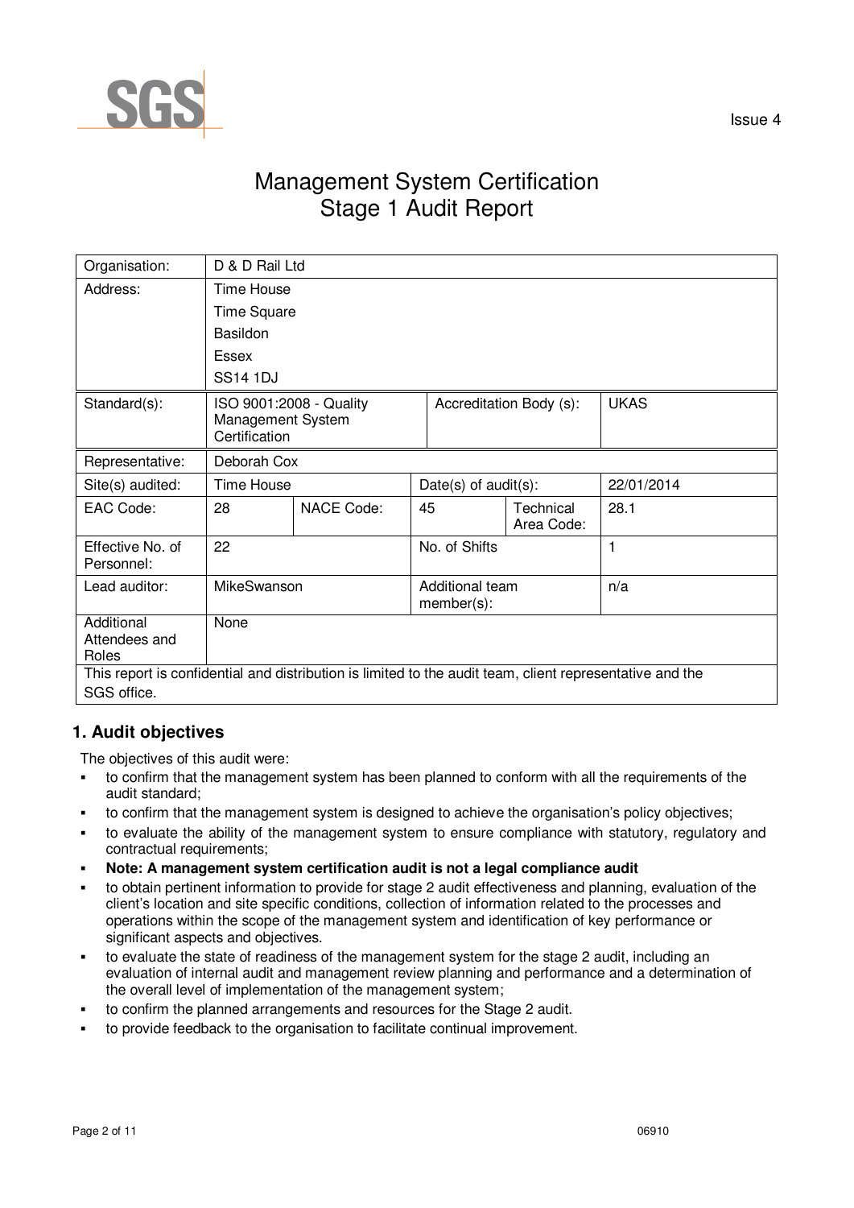SGS

Issue 4

# Management System Certification
# Stage 1 Audit Report

| Organisation: | D & D Rail Ltd | | | | |
|---|---|---|---|---|---|
| Address: | Time House<br>Time Square<br>Basildon<br>Essex<br>SS14 1DJ | | | | |
| Standard(s): | ISO 9001:2008 - Quality Management System Certification | | Accreditation Body (s): | | UKAS |
| Representative: | Deborah Cox | | | | |
| Site(s) audited: | Time House | | Date(s) of audit(s): | | 22/01/2014 |
| EAC Code: | 28 | NACE Code: | 45 | Technical Area Code: | 28.1 |
| Effective No. of Personnel: | 22 | | No. of Shifts | | 1 |
| Lead auditor: | MikeSwanson | | Additional team member(s): | | n/a |
| Additional Attendees and Roles | None | | | | |
| This report is confidential and distribution is limited to the audit team, client representative and the SGS office. | | | | | |

## 1. Audit objectives

The objectives of this audit were:

- to confirm that the management system has been planned to conform with all the requirements of the audit standard;
- to confirm that the management system is designed to achieve the organisation's policy objectives;
- to evaluate the ability of the management system to ensure compliance with statutory, regulatory and contractual requirements;
- **Note: A management system certification audit is not a legal compliance audit**
- to obtain pertinent information to provide for stage 2 audit effectiveness and planning, evaluation of the client's location and site specific conditions, collection of information related to the processes and operations within the scope of the management system and identification of key performance or significant aspects and objectives.
- to evaluate the state of readiness of the management system for the stage 2 audit, including an evaluation of internal audit and management review planning and performance and a determination of the overall level of implementation of the management system;
- to confirm the planned arrangements and resources for the Stage 2 audit.
- to provide feedback to the organisation to facilitate continual improvement.

06910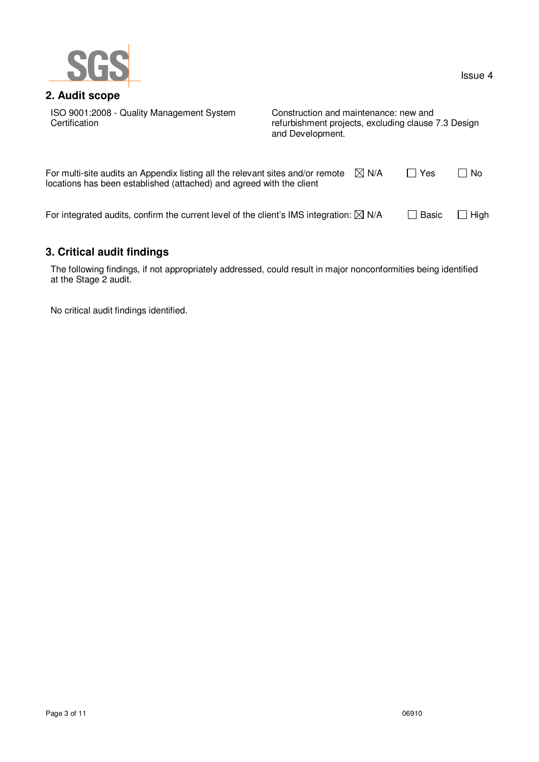## 2. Audit scope

| ISO 9001:2008 - Quality Management System Certification | Construction and maintenance: new and refurbishment projects, excluding clause 7.3 Design and Development. |
| --- | --- |

For multi-site audits an Appendix listing all the relevant sites and/or remote locations has been established (attached) and agreed with the client ☒ N/A ☐ Yes ☐ No

For integrated audits, confirm the current level of the client's IMS integration: ☒ N/A ☐ Basic ☐ High

## 3. Critical audit findings

The following findings, if not appropriately addressed, could result in major nonconformities being identified at the Stage 2 audit.

No critical audit findings identified.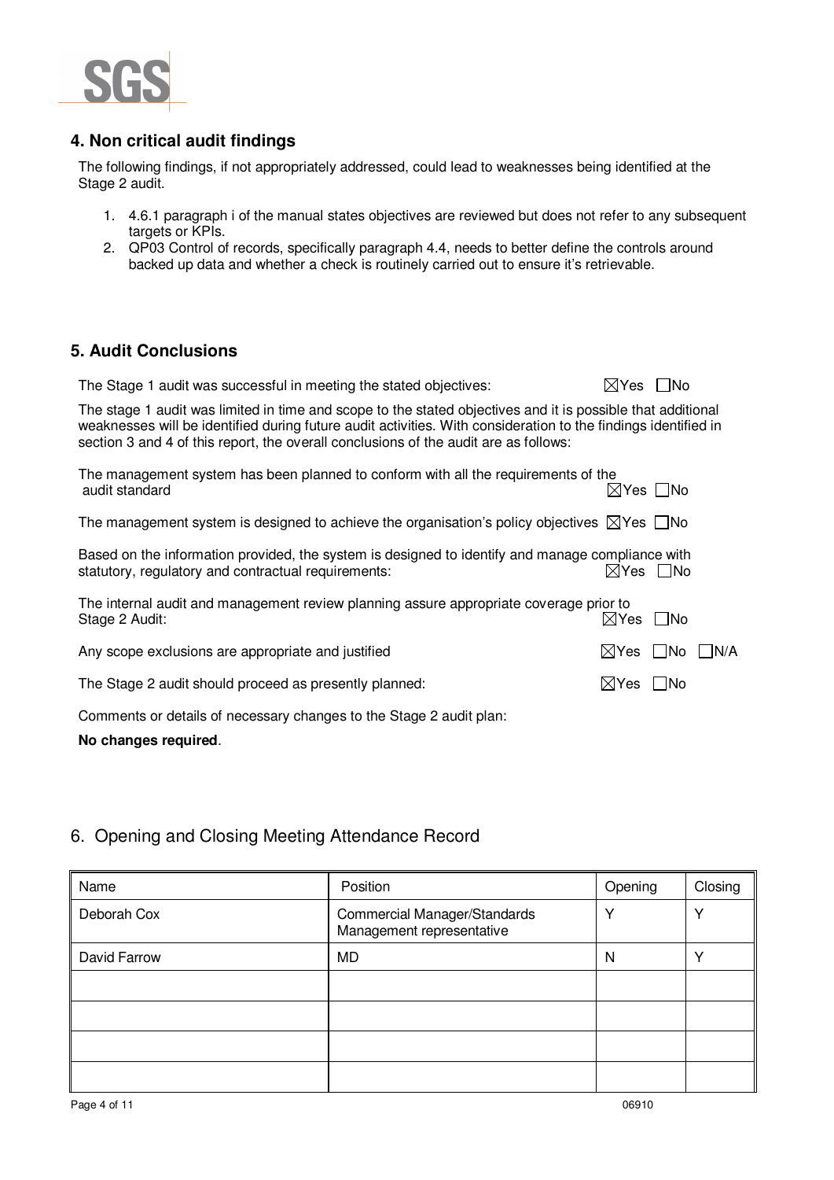## 4. Non critical audit findings

The following findings, if not appropriately addressed, could lead to weaknesses being identified at the Stage 2 audit.

1. 4.6.1 paragraph i of the manual states objectives are reviewed but does not refer to any subsequent targets or KPIs.
2. QP03 Control of records, specifically paragraph 4.4, needs to better define the controls around backed up data and whether a check is routinely carried out to ensure it's retrievable.

## 5. Audit Conclusions

The Stage 1 audit was successful in meeting the stated objectives: ☒Yes ☐No

The stage 1 audit was limited in time and scope to the stated objectives and it is possible that additional weaknesses will be identified during future audit activities. With consideration to the findings identified in section 3 and 4 of this report, the overall conclusions of the audit are as follows:

The management system has been planned to conform with all the requirements of the audit standard ☒Yes ☐No

The management system is designed to achieve the organisation's policy objectives ☒Yes ☐No

Based on the information provided, the system is designed to identify and manage compliance with statutory, regulatory and contractual requirements: ☒Yes ☐No

The internal audit and management review planning assure appropriate coverage prior to Stage 2 Audit: ☒Yes ☐No

Any scope exclusions are appropriate and justified ☒Yes ☐No ☐N/A

The Stage 2 audit should proceed as presently planned: ☒Yes ☐No

Comments or details of necessary changes to the Stage 2 audit plan:

**No changes required**.

## 6. Opening and Closing Meeting Attendance Record

| Name | Position | Opening | Closing |
|---|---|---|---|
| Deborah Cox | Commercial Manager/Standards Management representative | Y | Y |
| David Farrow | MD | N | Y |
| | | | |
| | | | |
| | | | |
| | | | |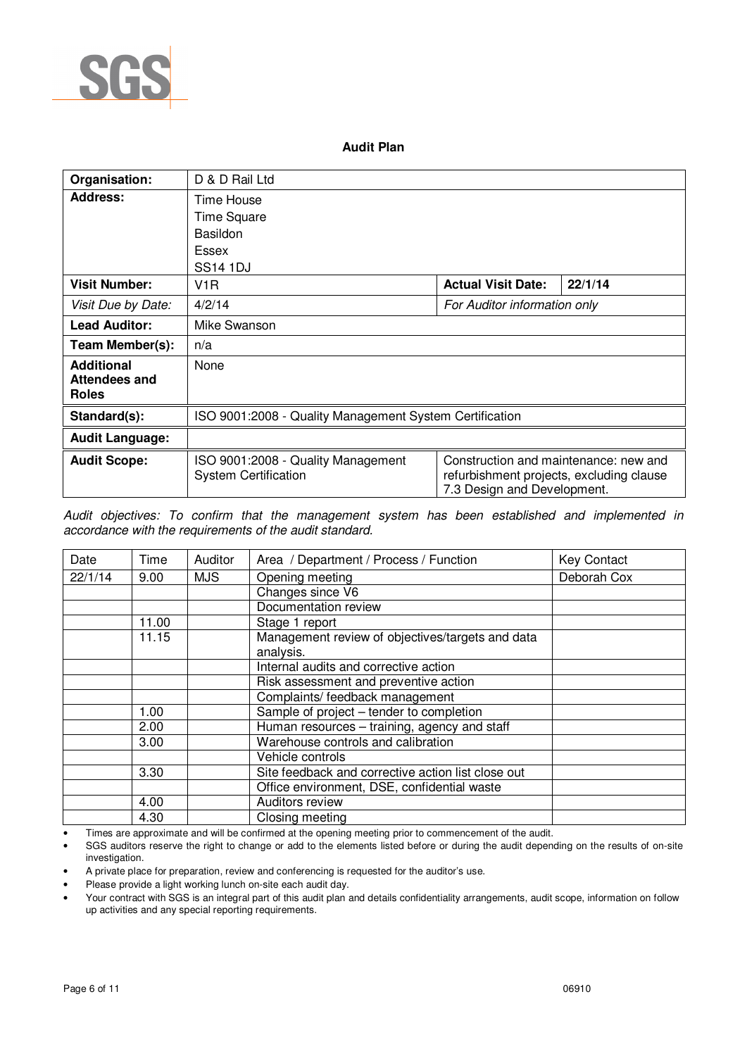SGS

## Audit Plan

| | | | |
|---|---|---|---|
| **Organisation:** | D & D Rail Ltd | | |
| **Address:** | Time House<br>Time Square<br>Basildon<br>Essex<br>SS14 1DJ | | |
| **Visit Number:** | V1R | **Actual Visit Date:** | **22/1/14** |
| *Visit Due by Date:* | 4/2/14 | *For Auditor information only* | |
| **Lead Auditor:** | Mike Swanson | | |
| **Team Member(s):** | n/a | | |
| **Additional Attendees and Roles** | None | | |
| **Standard(s):** | ISO 9001:2008 - Quality Management System Certification | | |
| **Audit Language:** | | | |
| **Audit Scope:** | ISO 9001:2008 - Quality Management System Certification | Construction and maintenance: new and refurbishment projects, excluding clause 7.3 Design and Development. | |

*Audit objectives: To confirm that the management system has been established and implemented in accordance with the requirements of the audit standard.*

| Date | Time | Auditor | Area / Department / Process / Function | Key Contact |
|---|---|---|---|---|
| 22/1/14 | 9.00 | MJS | Opening meeting | Deborah Cox |
| | | | Changes since V6 | |
| | | | Documentation review | |
| | 11.00 | | Stage 1 report | |
| | 11.15 | | Management review of objectives/targets and data analysis. | |
| | | | Internal audits and corrective action | |
| | | | Risk assessment and preventive action | |
| | | | Complaints/ feedback management | |
| | 1.00 | | Sample of project – tender to completion | |
| | 2.00 | | Human resources – training, agency and staff | |
| | 3.00 | | Warehouse controls and calibration | |
| | | | Vehicle controls | |
| | 3.30 | | Site feedback and corrective action list close out | |
| | | | Office environment, DSE, confidential waste | |
| | 4.00 | | Auditors review | |
| | 4.30 | | Closing meeting | |

- Times are approximate and will be confirmed at the opening meeting prior to commencement of the audit.
- SGS auditors reserve the right to change or add to the elements listed before or during the audit depending on the results of on-site investigation.
- A private place for preparation, review and conferencing is requested for the auditor's use.
- Please provide a light working lunch on-site each audit day.
- Your contract with SGS is an integral part of this audit plan and details confidentiality arrangements, audit scope, information on follow up activities and any special reporting requirements.

06910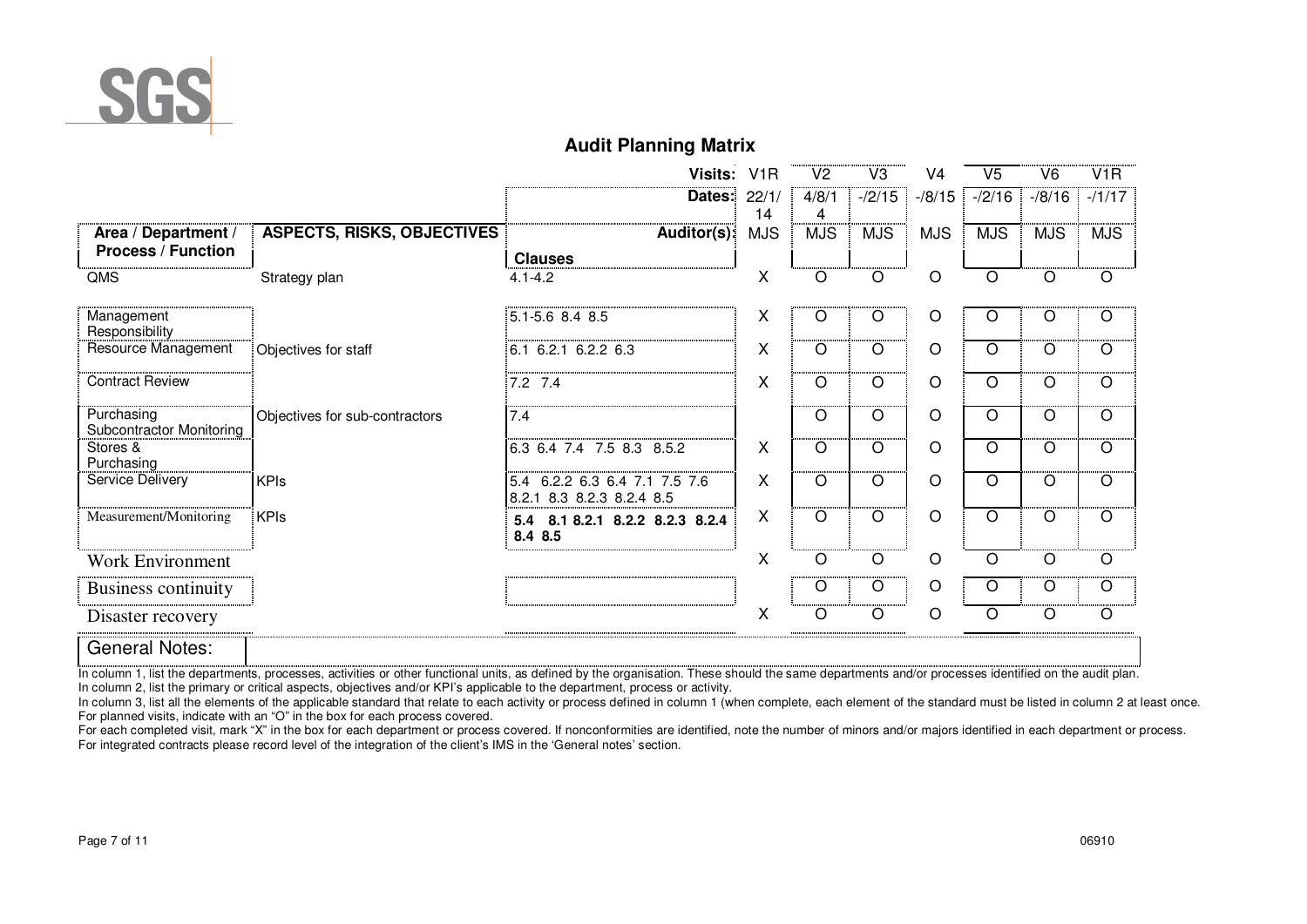## Audit Planning Matrix

| Area / Department / Process / Function | ASPECTS, RISKS, OBJECTIVES | Clauses | V1R | V2 | V3 | V4 | V5 | V6 | V1R |
|---|---|---|---|---|---|---|---|---|---|
| | | **Dates:** | 22/1/14 | 4/8/14 | -/2/15 | -/8/15 | -/2/16 | -/8/16 | -/1/17 |
| | | **Auditor(s):** | MJS | MJS | MJS | MJS | MJS | MJS | MJS |
| QMS | Strategy plan | 4.1-4.2 | X | O | O | O | O | O | O |
| Management Responsibility | | 5.1-5.6 8.4 8.5 | X | O | O | O | O | O | O |
| Resource Management | Objectives for staff | 6.1 6.2.1 6.2.2 6.3 | X | O | O | O | O | O | O |
| Contract Review | | 7.2 7.4 | X | O | O | O | O | O | O |
| Purchasing Subcontractor Monitoring | Objectives for sub-contractors | 7.4 | | O | O | O | O | O | O |
| Stores & Purchasing | | 6.3 6.4 7.4 7.5 8.3 8.5.2 | X | O | O | O | O | O | O |
| Service Delivery | KPIs | 5.4 6.2.2 6.3 6.4 7.1 7.5 7.6 8.2.1 8.3 8.2.3 8.2.4 8.5 | X | O | O | O | O | O | O |
| Measurement/Monitoring | KPIs | **5.4 8.1 8.2.1 8.2.2 8.2.3 8.2.4 8.4 8.5** | X | O | O | O | O | O | O |
| Work Environment | | | X | O | O | O | O | O | O |
| Business continuity | | | | O | O | O | O | O | O |
| Disaster recovery | | | X | O | O | O | O | O | O |

**General Notes:**

In column 1, list the departments, processes, activities or other functional units, as defined by the organisation. These should the same departments and/or processes identified on the audit plan.
In column 2, list the primary or critical aspects, objectives and/or KPI's applicable to the department, process or activity.
In column 3, list all the elements of the applicable standard that relate to each activity or process defined in column 1 (when complete, each element of the standard must be listed in column 2 at least once.
For planned visits, indicate with an "O" in the box for each process covered.
For each completed visit, mark "X" in the box for each department or process covered. If nonconformities are identified, note the number of minors and/or majors identified in each department or process.
For integrated contracts please record level of the integration of the client's IMS in the 'General notes' section.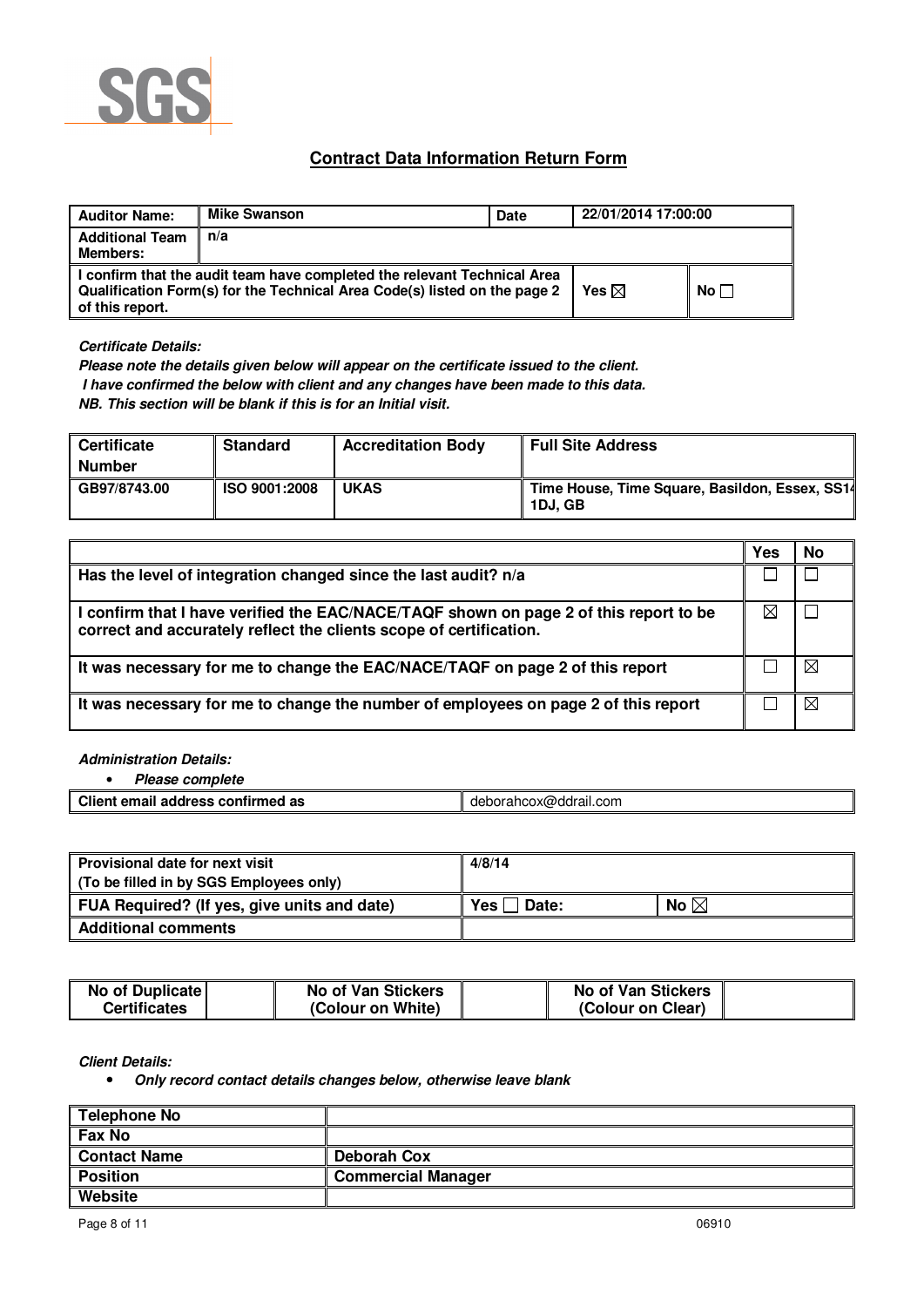# Contract Data Information Return Form

| Auditor Name: | Mike Swanson | Date | 22/01/2014 17:00:00 |
|---|---|---|---|
| Additional Team Members: | n/a | | |
| I confirm that the audit team have completed the relevant Technical Area Qualification Form(s) for the Technical Area Code(s) listed on the page 2 of this report. | | Yes ☒ | No ☐ |

***Certificate Details:***

***Please note the details given below will appear on the certificate issued to the client.***

***I have confirmed the below with client and any changes have been made to this data.***

***NB. This section will be blank if this is for an Initial visit.***

| Certificate Number | Standard | Accreditation Body | Full Site Address |
|---|---|---|---|
| GB97/8743.00 | ISO 9001:2008 | UKAS | Time House, Time Square, Basildon, Essex, SS14 1DJ, GB |

| | Yes | No |
|---|---|---|
| Has the level of integration changed since the last audit? n/a | ☐ | ☐ |
| I confirm that I have verified the EAC/NACE/TAQF shown on page 2 of this report to be correct and accurately reflect the clients scope of certification. | ☒ | ☐ |
| It was necessary for me to change the EAC/NACE/TAQF on page 2 of this report | ☐ | ☒ |
| It was necessary for me to change the number of employees on page 2 of this report | ☐ | ☒ |

***Administration Details:***

- ***Please complete***

| Client email address confirmed as | deborahcox@ddrail.com |
|---|---|

| Provisional date for next visit (To be filled in by SGS Employees only) | 4/8/14 | |
|---|---|---|
| FUA Required? (If yes, give units and date) | Yes ☐ Date: | No ☒ |
| Additional comments | | |

| No of Duplicate Certificates | | No of Van Stickers (Colour on White) | | No of Van Stickers (Colour on Clear) | |
|---|---|---|---|---|---|

***Client Details:***

- ***Only record contact details changes below, otherwise leave blank***

| Telephone No | |
|---|---|
| Fax No | |
| Contact Name | Deborah Cox |
| Position | Commercial Manager |
| Website | |

06910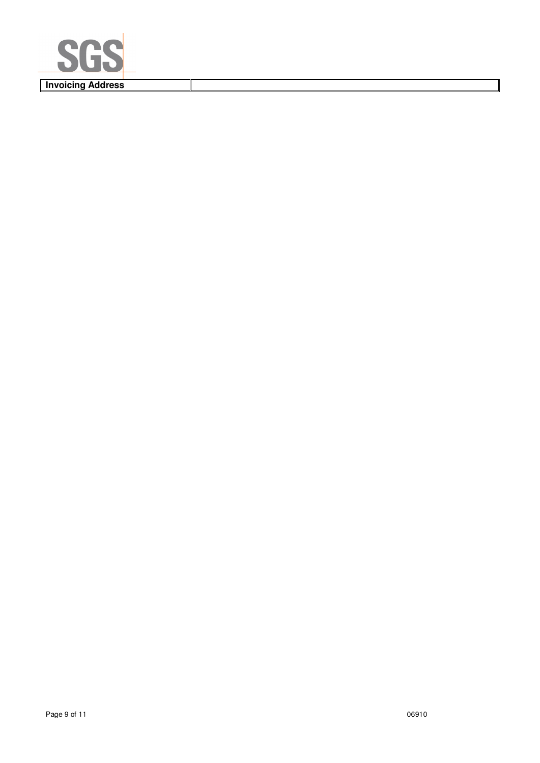| Invoicing Address | |
|---|---|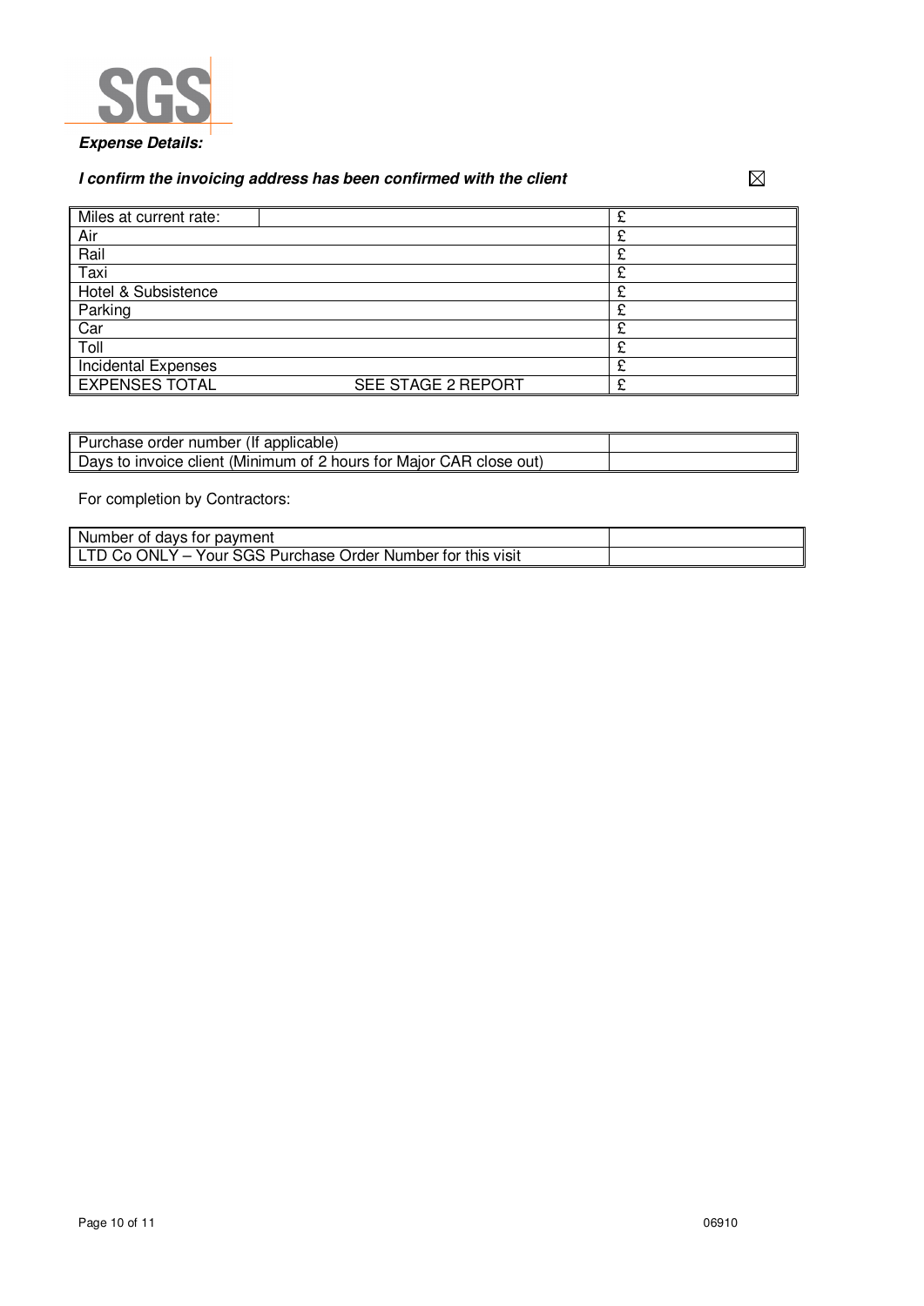***Expense Details:***

***I confirm the invoicing address has been confirmed with the client*** ☒

| | | |
|---|---|---|
| Miles at current rate: | | £ |
| Air | | £ |
| Rail | | £ |
| Taxi | | £ |
| Hotel & Subsistence | | £ |
| Parking | | £ |
| Car | | £ |
| Toll | | £ |
| Incidental Expenses | | £ |
| EXPENSES TOTAL | SEE STAGE 2 REPORT | £ |

| | |
|---|---|
| Purchase order number (If applicable) | |
| Days to invoice client (Minimum of 2 hours for Major CAR close out) | |

For completion by Contractors:

| | |
|---|---|
| Number of days for payment | |
| LTD Co ONLY – Your SGS Purchase Order Number for this visit | |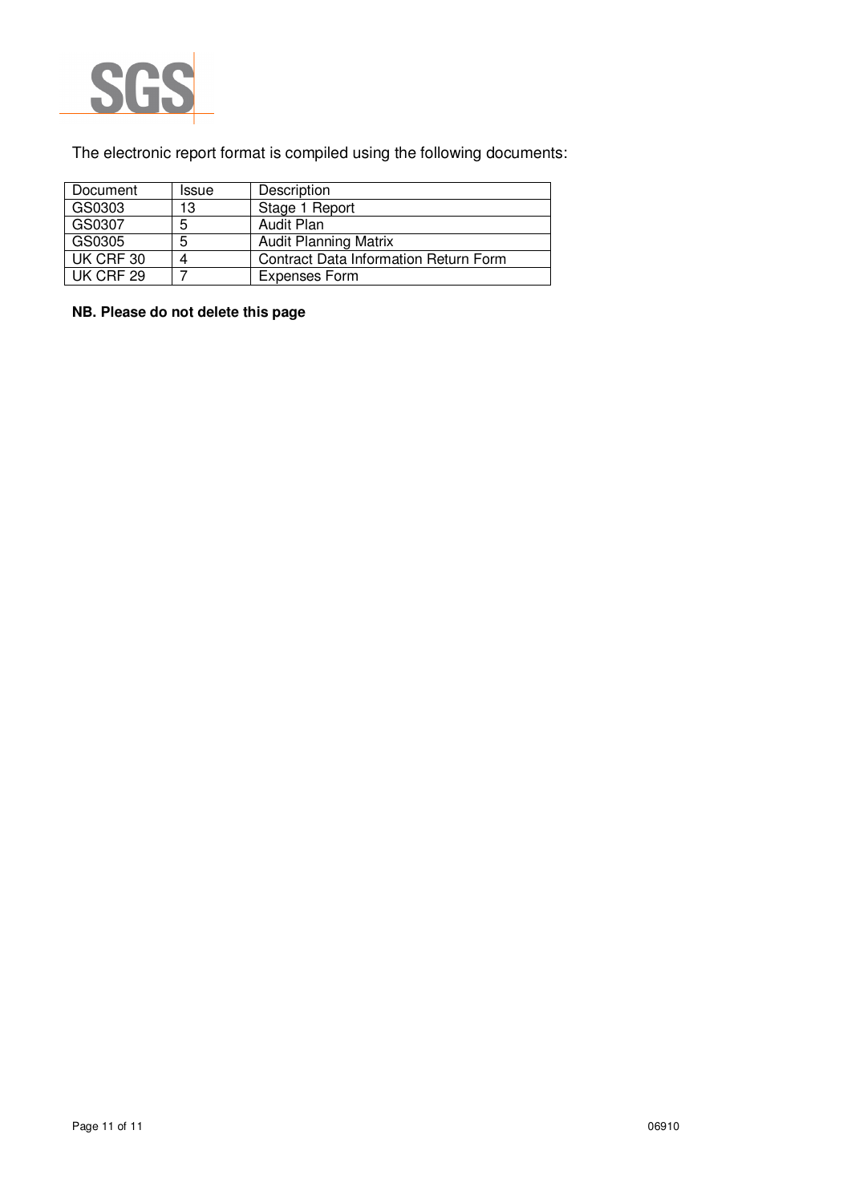The electronic report format is compiled using the following documents:

| Document | Issue | Description |
|---|---|---|
| GS0303 | 13 | Stage 1 Report |
| GS0307 | 5 | Audit Plan |
| GS0305 | 5 | Audit Planning Matrix |
| UK CRF 30 | 4 | Contract Data Information Return Form |
| UK CRF 29 | 7 | Expenses Form |

**NB. Please do not delete this page**